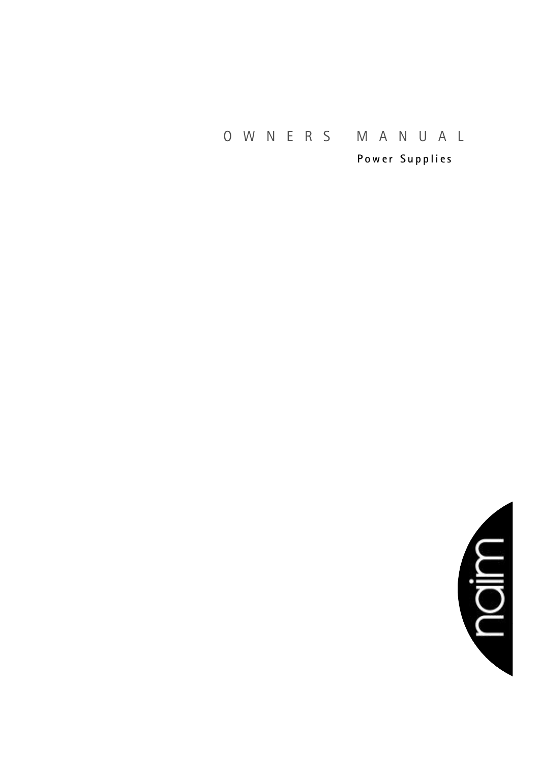# OWNERS MANUAL

## Power Supplies

naim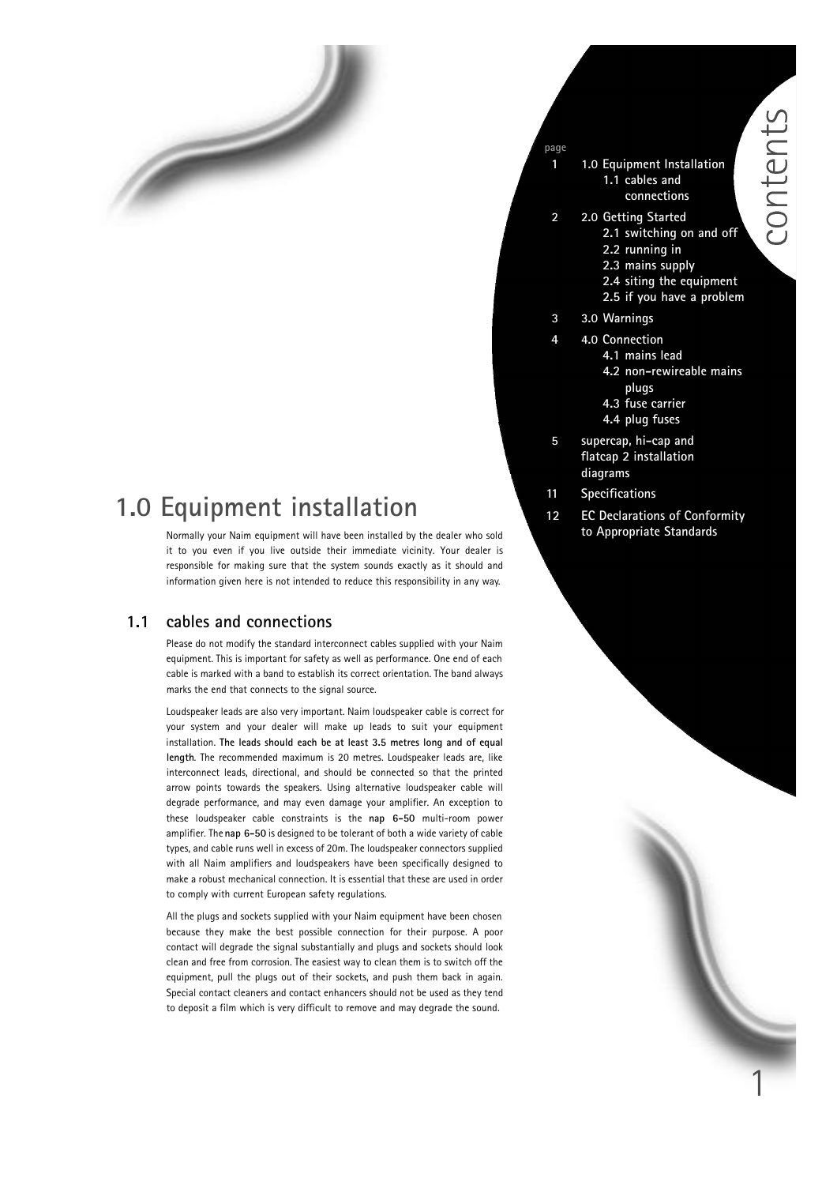# contents

| page | |
|---|---|
| 1 | **1.0 Equipment Installation** |
| | **1.1 cables and connections** |
| 2 | **2.0 Getting Started** |
| | **2.1 switching on and off** |
| | **2.2 running in** |
| | **2.3 mains supply** |
| | **2.4 siting the equipment** |
| | **2.5 if you have a problem** |
| 3 | **3.0 Warnings** |
| 4 | **4.0 Connection** |
| | **4.1 mains lead** |
| | **4.2 non-rewireable mains plugs** |
| | **4.3 fuse carrier** |
| | **4.4 plug fuses** |
| 5 | **supercap, hi-cap and flatcap 2 installation diagrams** |
| 11 | **Specifications** |
| 12 | **EC Declarations of Conformity to Appropriate Standards** |

# 1.0 Equipment installation

Normally your Naim equipment will have been installed by the dealer who sold it to you even if you live outside their immediate vicinity. Your dealer is responsible for making sure that the system sounds exactly as it should and information given here is not intended to reduce this responsibility in any way.

## 1.1 cables and connections

Please do not modify the standard interconnect cables supplied with your Naim equipment. This is important for safety as well as performance. One end of each cable is marked with a band to establish its correct orientation. The band always marks the end that connects to the signal source.

Loudspeaker leads are also very important. Naim loudspeaker cable is correct for your system and your dealer will make up leads to suit your equipment installation. **The leads should each be at least 3.5 metres long and of equal length**. The recommended maximum is 20 metres. Loudspeaker leads are, like interconnect leads, directional, and should be connected so that the printed arrow points towards the speakers. Using alternative loudspeaker cable will degrade performance, and may even damage your amplifier. An exception to these loudspeaker cable constraints is the **nap 6-50** multi-room power amplifier. The **nap 6-50** is designed to be tolerant of both a wide variety of cable types, and cable runs well in excess of 20m. The loudspeaker connectors supplied with all Naim amplifiers and loudspeakers have been specifically designed to make a robust mechanical connection. It is essential that these are used in order to comply with current European safety regulations.

All the plugs and sockets supplied with your Naim equipment have been chosen because they make the best possible connection for their purpose. A poor contact will degrade the signal substantially and plugs and sockets should look clean and free from corrosion. The easiest way to clean them is to switch off the equipment, pull the plugs out of their sockets, and push them back in again. Special contact cleaners and contact enhancers should not be used as they tend to deposit a film which is very difficult to remove and may degrade the sound.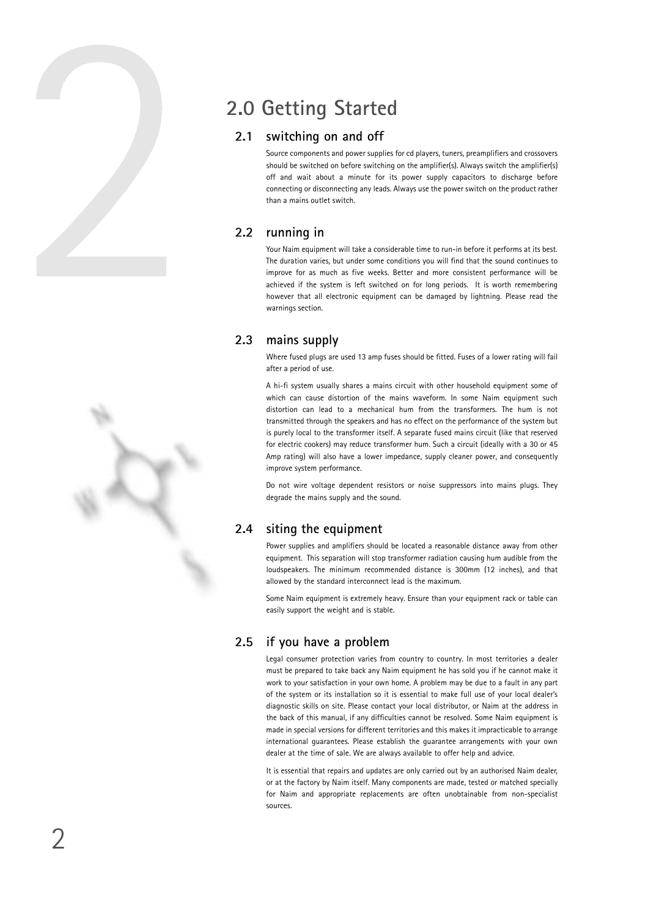# 2.0 Getting Started

## 2.1 switching on and off

Source components and power supplies for cd players, tuners, preamplifiers and crossovers should be switched on before switching on the amplifier(s). Always switch the amplifier(s) off and wait about a minute for its power supply capacitors to discharge before connecting or disconnecting any leads. Always use the power switch on the product rather than a mains outlet switch.

## 2.2 running in

Your Naim equipment will take a considerable time to run-in before it performs at its best. The duration varies, but under some conditions you will find that the sound continues to improve for as much as five weeks. Better and more consistent performance will be achieved if the system is left switched on for long periods. It is worth remembering however that all electronic equipment can be damaged by lightning. Please read the warnings section.

## 2.3 mains supply

Where fused plugs are used 13 amp fuses should be fitted. Fuses of a lower rating will fail after a period of use.

A hi-fi system usually shares a mains circuit with other household equipment some of which can cause distortion of the mains waveform. In some Naim equipment such distortion can lead to a mechanical hum from the transformers. The hum is not transmitted through the speakers and has no effect on the performance of the system but is purely local to the transformer itself. A separate fused mains circuit (like that reserved for electric cookers) may reduce transformer hum. Such a circuit (ideally with a 30 or 45 Amp rating) will also have a lower impedance, supply cleaner power, and consequently improve system performance.

Do not wire voltage dependent resistors or noise suppressors into mains plugs. They degrade the mains supply and the sound.

## 2.4 siting the equipment

Power supplies and amplifiers should be located a reasonable distance away from other equipment. This separation will stop transformer radiation causing hum audible from the loudspeakers. The minimum recommended distance is 300mm (12 inches), and that allowed by the standard interconnect lead is the maximum.

Some Naim equipment is extremely heavy. Ensure than your equipment rack or table can easily support the weight and is stable.

## 2.5 if you have a problem

Legal consumer protection varies from country to country. In most territories a dealer must be prepared to take back any Naim equipment he has sold you if he cannot make it work to your satisfaction in your own home. A problem may be due to a fault in any part of the system or its installation so it is essential to make full use of your local dealer's diagnostic skills on site. Please contact your local distributor, or Naim at the address in the back of this manual, if any difficulties cannot be resolved. Some Naim equipment is made in special versions for different territories and this makes it impracticable to arrange international guarantees. Please establish the guarantee arrangements with your own dealer at the time of sale. We are always available to offer help and advice.

It is essential that repairs and updates are only carried out by an authorised Naim dealer, or at the factory by Naim itself. Many components are made, tested or matched specially for Naim and appropriate replacements are often unobtainable from non-specialist sources.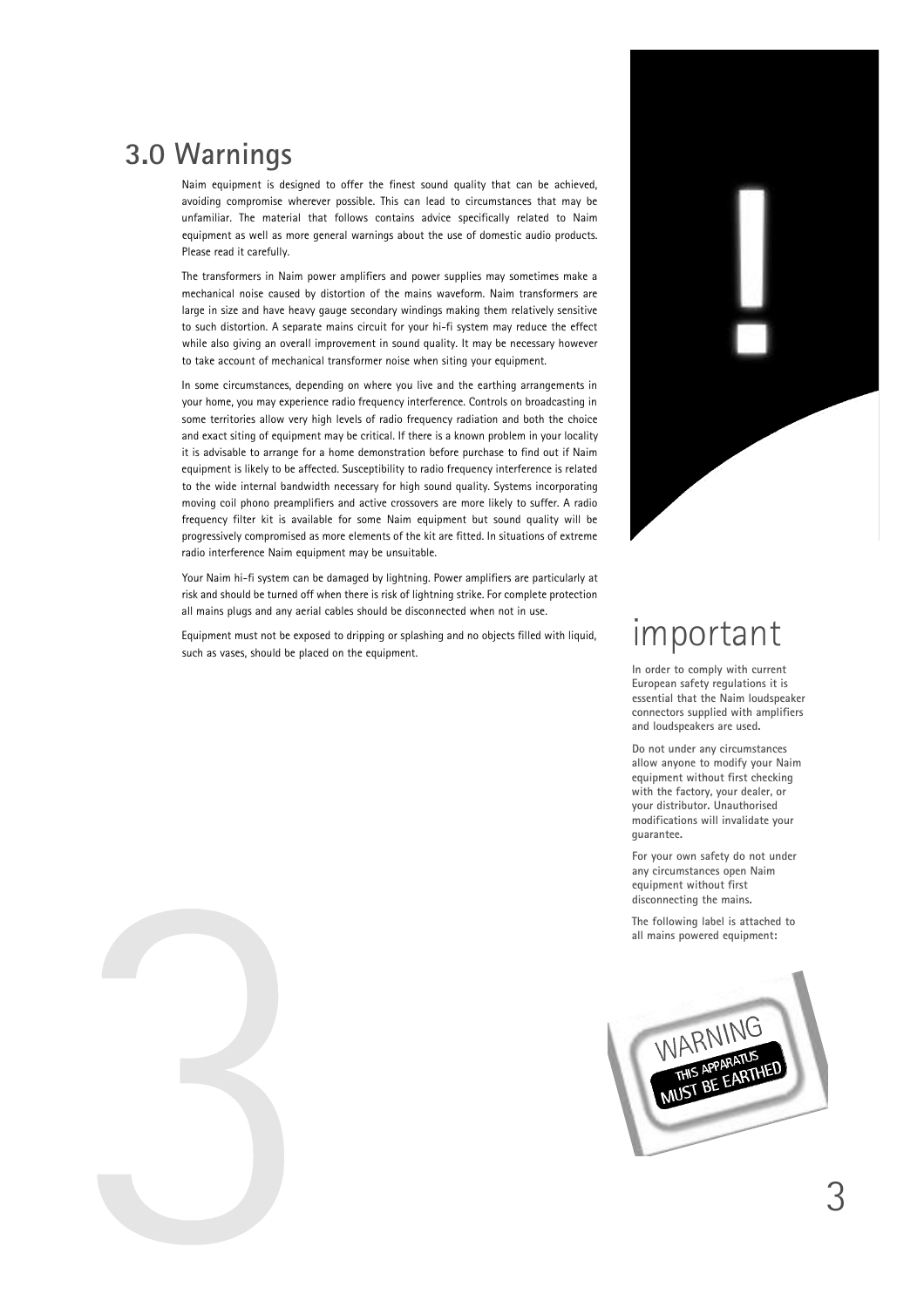# 3.0 Warnings

Naim equipment is designed to offer the finest sound quality that can be achieved, avoiding compromise wherever possible. This can lead to circumstances that may be unfamiliar. The material that follows contains advice specifically related to Naim equipment as well as more general warnings about the use of domestic audio products. Please read it carefully.

The transformers in Naim power amplifiers and power supplies may sometimes make a mechanical noise caused by distortion of the mains waveform. Naim transformers are large in size and have heavy gauge secondary windings making them relatively sensitive to such distortion. A separate mains circuit for your hi-fi system may reduce the effect while also giving an overall improvement in sound quality. It may be necessary however to take account of mechanical transformer noise when siting your equipment.

In some circumstances, depending on where you live and the earthing arrangements in your home, you may experience radio frequency interference. Controls on broadcasting in some territories allow very high levels of radio frequency radiation and both the choice and exact siting of equipment may be critical. If there is a known problem in your locality it is advisable to arrange for a home demonstration before purchase to find out if Naim equipment is likely to be affected. Susceptibility to radio frequency interference is related to the wide internal bandwidth necessary for high sound quality. Systems incorporating moving coil phono preamplifiers and active crossovers are more likely to suffer. A radio frequency filter kit is available for some Naim equipment but sound quality will be progressively compromised as more elements of the kit are fitted. In situations of extreme radio interference Naim equipment may be unsuitable.

Your Naim hi-fi system can be damaged by lightning. Power amplifiers are particularly at risk and should be turned off when there is risk of lightning strike. For complete protection all mains plugs and any aerial cables should be disconnected when not in use.

Equipment must not be exposed to dripping or splashing and no objects filled with liquid, such as vases, should be placed on the equipment.

## important

**In order to comply with current European safety regulations it is essential that the Naim loudspeaker connectors supplied with amplifiers and loudspeakers are used.**

**Do not under any circumstances allow anyone to modify your Naim equipment without first checking with the factory, your dealer, or your distributor. Unauthorised modifications will invalidate your guarantee.**

**For your own safety do not under any circumstances open Naim equipment without first disconnecting the mains.**

**The following label is attached to all mains powered equipment:**

WARNING
THIS APPARATUS MUST BE EARTHED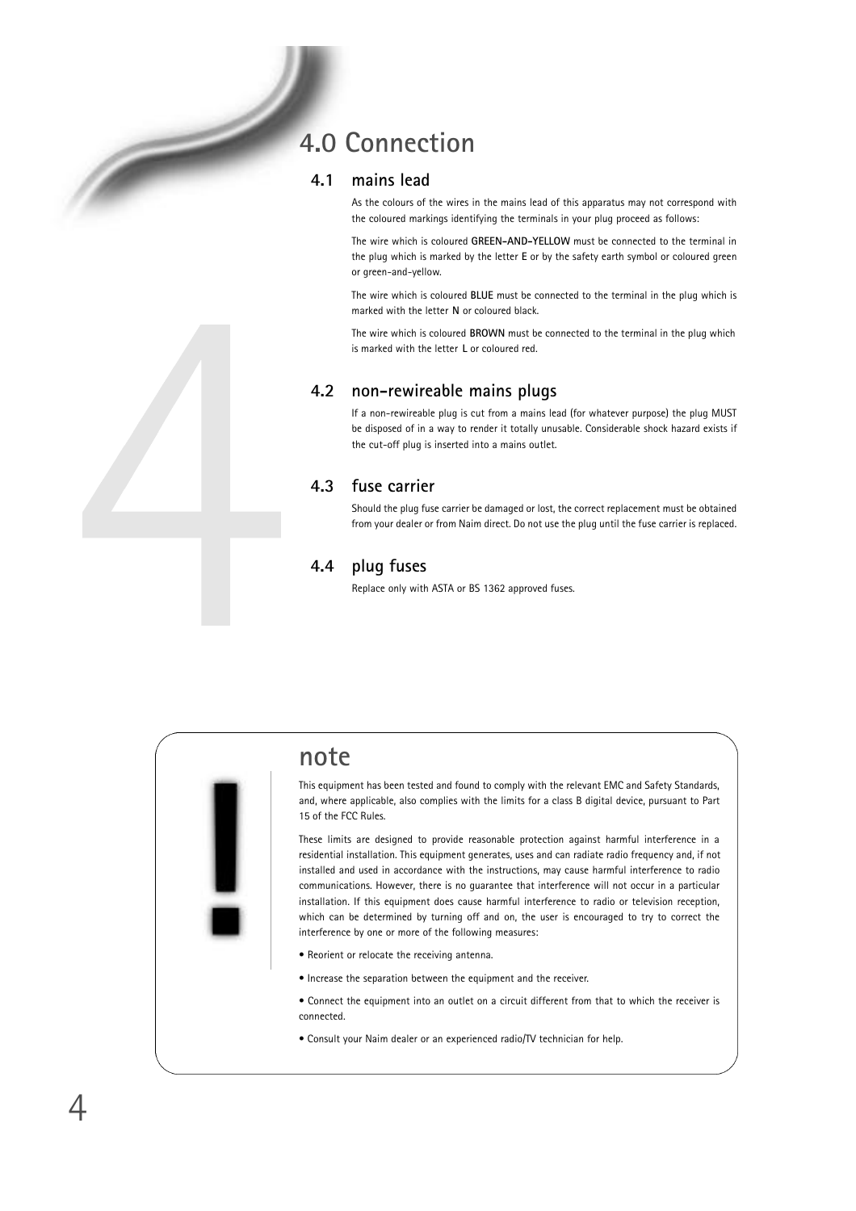# 4.0 Connection

## 4.1 mains lead

As the colours of the wires in the mains lead of this apparatus may not correspond with the coloured markings identifying the terminals in your plug proceed as follows:

The wire which is coloured **GREEN-AND-YELLOW** must be connected to the terminal in the plug which is marked by the letter **E** or by the safety earth symbol or coloured green or green-and-yellow.

The wire which is coloured **BLUE** must be connected to the terminal in the plug which is marked with the letter **N** or coloured black.

The wire which is coloured **BROWN** must be connected to the terminal in the plug which is marked with the letter **L** or coloured red.

## 4.2 non-rewireable mains plugs

If a non-rewireable plug is cut from a mains lead (for whatever purpose) the plug MUST be disposed of in a way to render it totally unusable. Considerable shock hazard exists if the cut-off plug is inserted into a mains outlet.

## 4.3 fuse carrier

Should the plug fuse carrier be damaged or lost, the correct replacement must be obtained from your dealer or from Naim direct. Do not use the plug until the fuse carrier is replaced.

## 4.4 plug fuses

Replace only with ASTA or BS 1362 approved fuses.

## note

This equipment has been tested and found to comply with the relevant EMC and Safety Standards, and, where applicable, also complies with the limits for a class B digital device, pursuant to Part 15 of the FCC Rules.

These limits are designed to provide reasonable protection against harmful interference in a residential installation. This equipment generates, uses and can radiate radio frequency and, if not installed and used in accordance with the instructions, may cause harmful interference to radio communications. However, there is no guarantee that interference will not occur in a particular installation. If this equipment does cause harmful interference to radio or television reception, which can be determined by turning off and on, the user is encouraged to try to correct the interference by one or more of the following measures:

- Reorient or relocate the receiving antenna.
- Increase the separation between the equipment and the receiver.
- Connect the equipment into an outlet on a circuit different from that to which the receiver is connected.
- Consult your Naim dealer or an experienced radio/TV technician for help.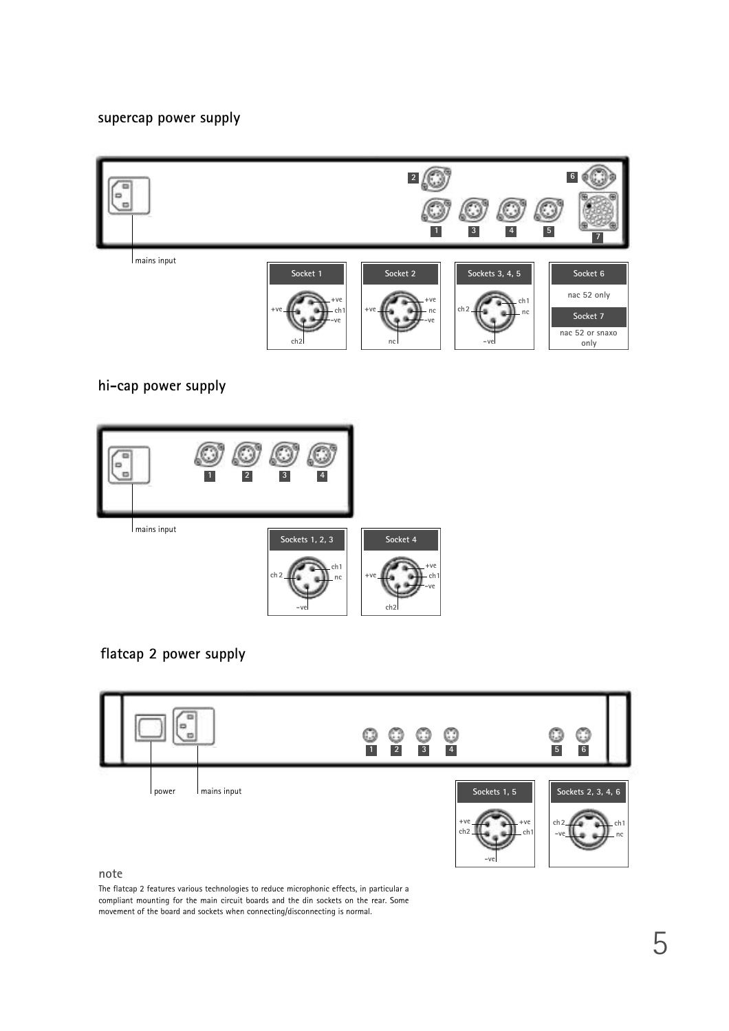## supercap power supply

mains input

**Socket 1**

+ve, +ve, ch1, -ve, ch2

**Socket 2**

+ve, +ve, nc, -ve, nc

**Sockets 3, 4, 5**

ch2, ch1, nc, -ve

**Socket 6**

nac 52 only

**Socket 7**

nac 52 or snaxo only

## hi-cap power supply

mains input

**Sockets 1, 2, 3**

ch 2, ch1, nc, -ve

**Socket 4**

+ve, +ve, ch1, -ve, ch2

## flatcap 2 power supply

power

mains input

**Sockets 1, 5**

+ve, ch2, +ve, ch1, -ve

**Sockets 2, 3, 4, 6**

ch 2, -ve, ch1, nc

### note

The flatcap 2 features various technologies to reduce microphonic effects, in particular a compliant mounting for the main circuit boards and the din sockets on the rear. Some movement of the board and sockets when connecting/disconnecting is normal.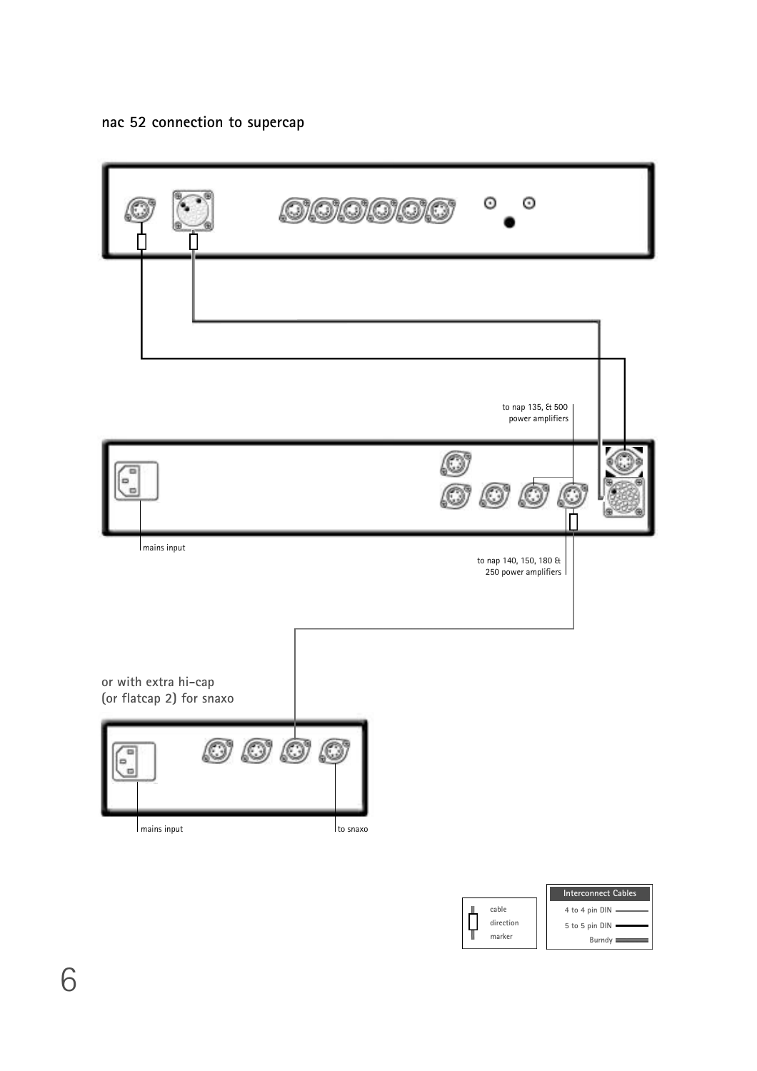## nac 52 connection to supercap

to nap 135, & 500
power amplifiers

mains input

to nap 140, 150, 180 &
250 power amplifiers

or with extra hi-cap
(or flatcap 2) for snaxo

mains input

to snaxo

cable
direction
marker

| Interconnect Cables |
|---|
| 4 to 4 pin DIN |
| 5 to 5 pin DIN |
| Burndy |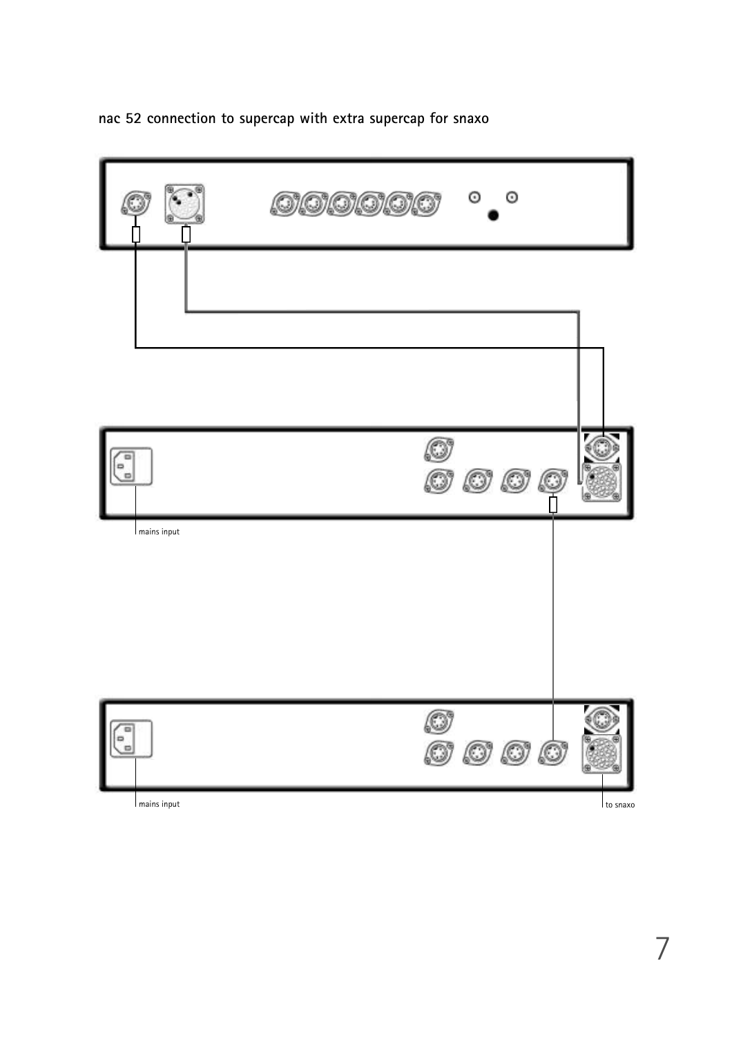## nac 52 connection to supercap with extra supercap for snaxo

mains input

mains input

to snaxo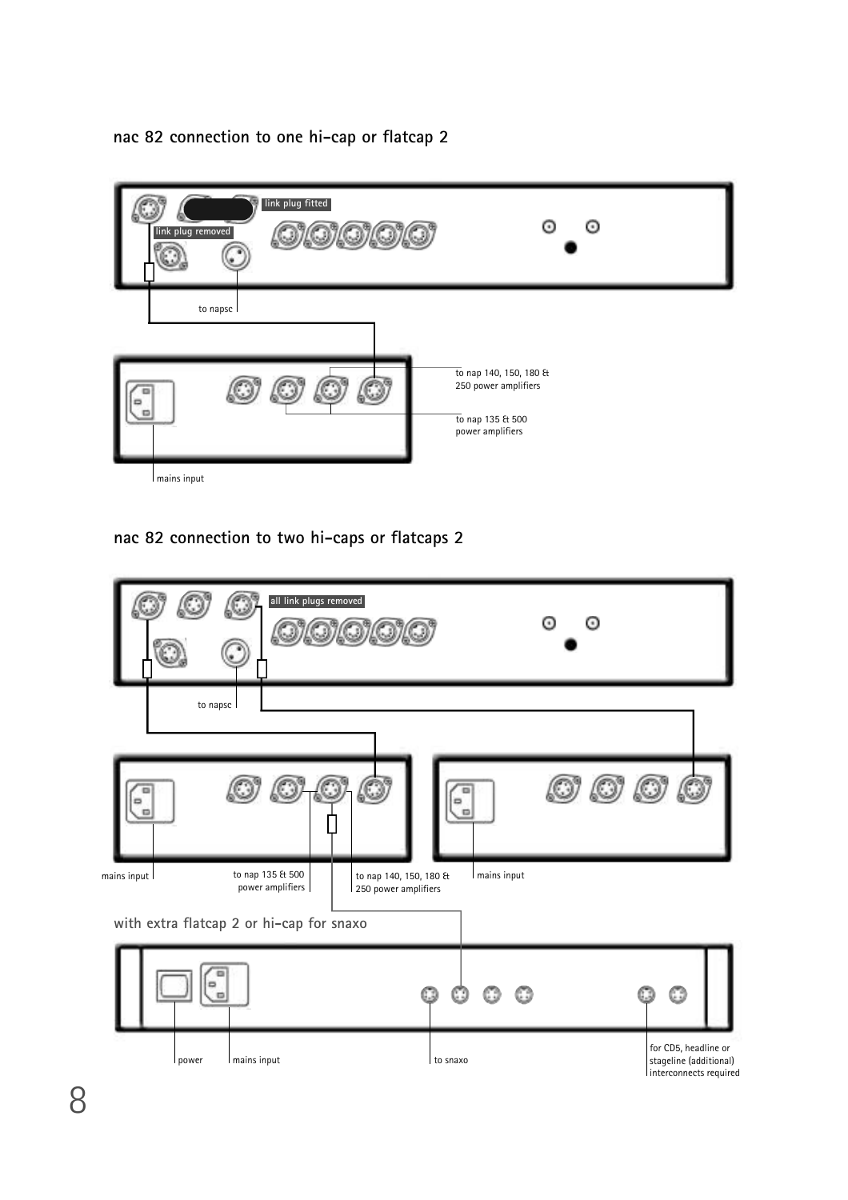## nac 82 connection to one hi-cap or flatcap 2

link plug fitted

link plug removed

to napsc

to nap 140, 150, 180 & 250 power amplifiers

to nap 135 & 500 power amplifiers

mains input

## nac 82 connection to two hi-caps or flatcaps 2

all link plugs removed

to napsc

mains input

to nap 135 & 500 power amplifiers

to nap 140, 150, 180 & 250 power amplifiers

mains input

with extra flatcap 2 or hi-cap for snaxo

power

mains input

to snaxo

for CD5, headline or stageline (additional) interconnects required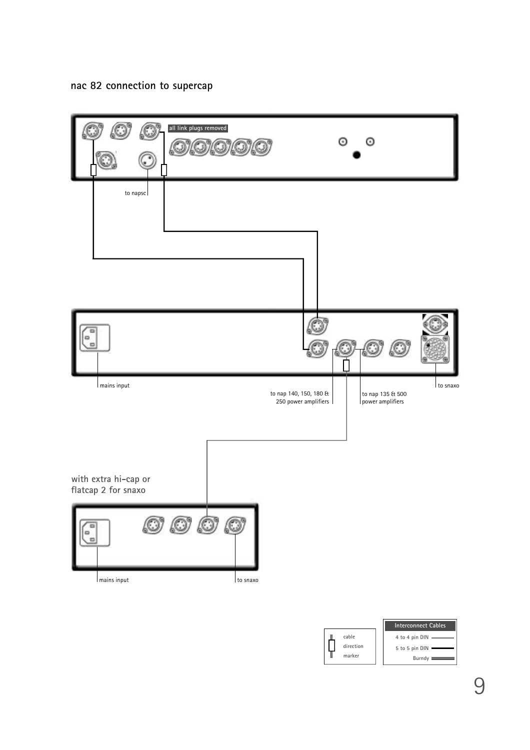## nac 82 connection to supercap

all link plugs removed

to napsc

mains input

to nap 140, 150, 180 & 250 power amplifiers

to nap 135 & 500 power amplifiers

to snaxo

with extra hi-cap or flatcap 2 for snaxo

mains input

to snaxo

cable direction marker

| Interconnect Cables |
| --- |
| 4 to 4 pin DIN |
| 5 to 5 pin DIN |
| Burndy |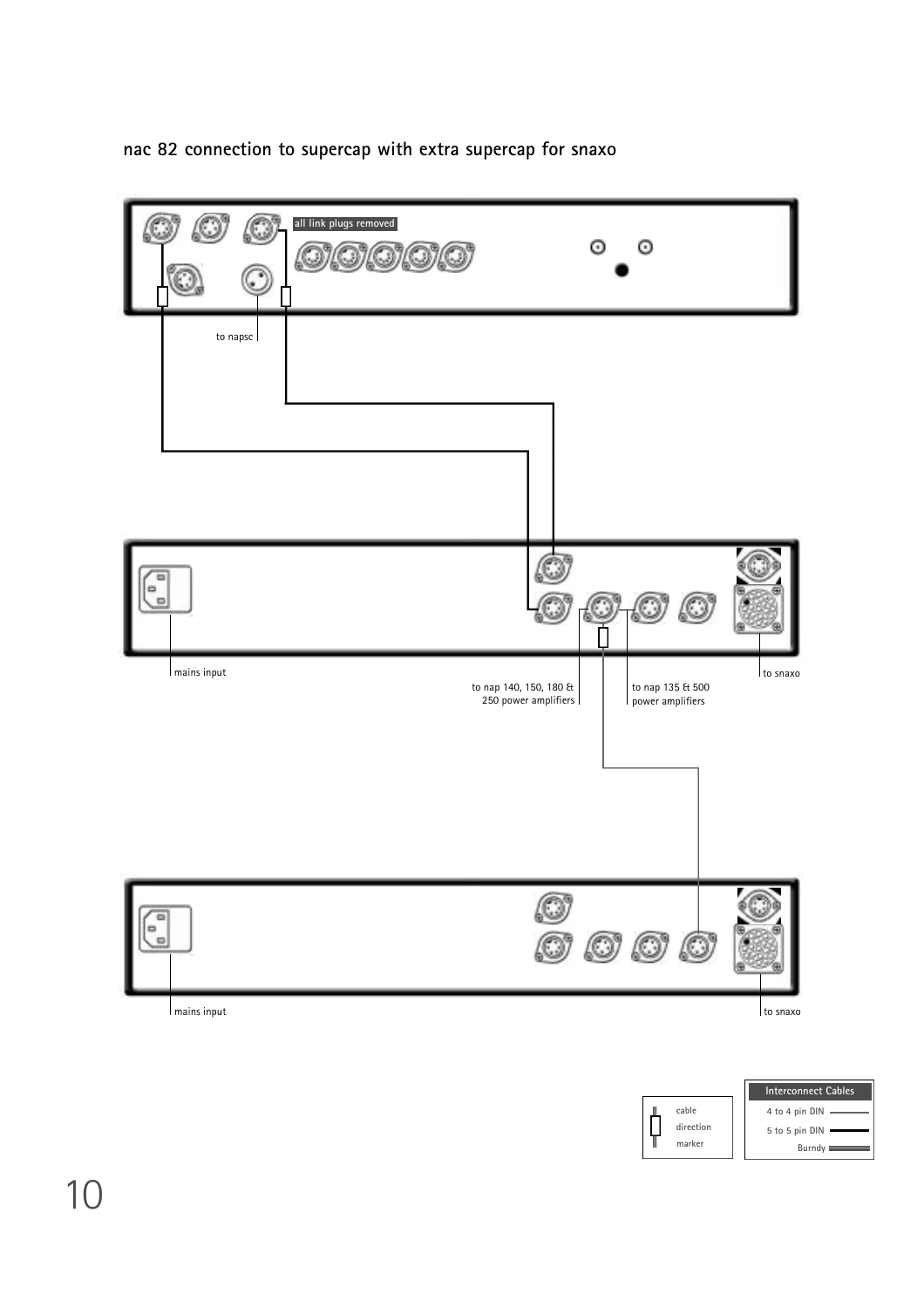## nac 82 connection to supercap with extra supercap for snaxo

all link plugs removed

to napsc

mains input

to nap 140, 150, 180 & 250 power amplifiers

to nap 135 & 500 power amplifiers

to snaxo

mains input

to snaxo

cable direction marker

| Interconnect Cables |
| --- |
| 4 to 4 pin DIN |
| 5 to 5 pin DIN |
| Burndy |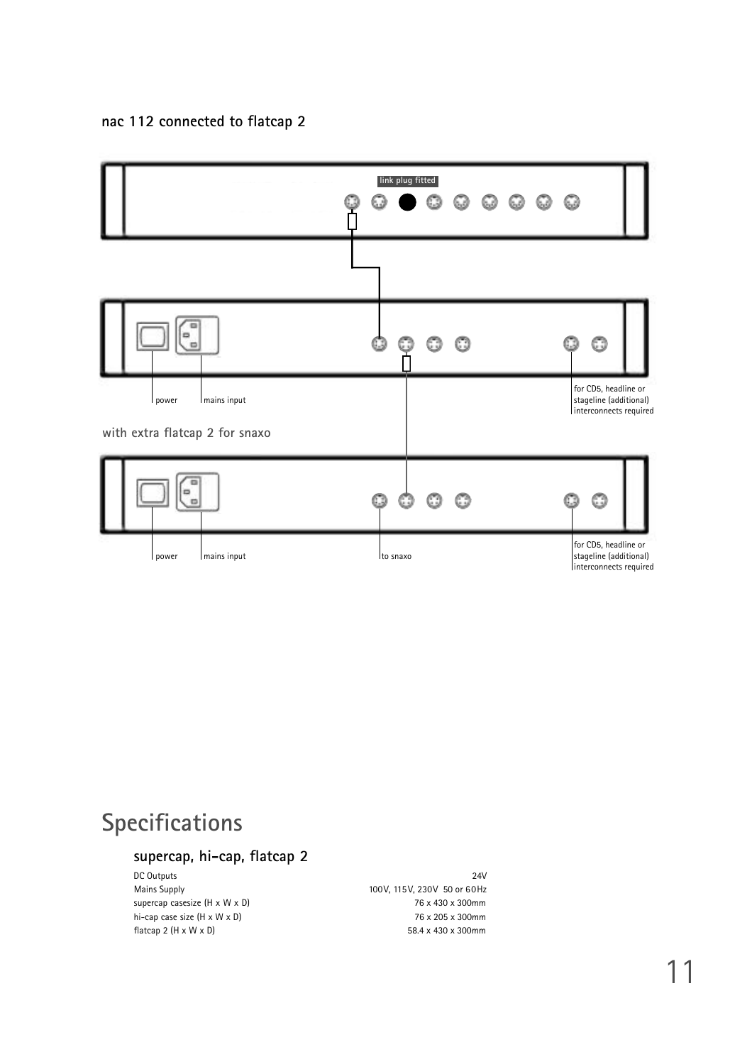**nac 112 connected to flatcap 2**

link plug fitted

power

mains input

for CD5, headline or stageline (additional) interconnects required

**with extra flatcap 2 for snaxo**

power

mains input

to snaxo

for CD5, headline or stageline (additional) interconnects required

# Specifications

## supercap, hi-cap, flatcap 2

| | |
|---|---|
| DC Outputs | 24V |
| Mains Supply | 100V, 115V, 230V 50 or 60Hz |
| supercap casesize (H x W x D) | 76 x 430 x 300mm |
| hi-cap case size (H x W x D) | 76 x 205 x 300mm |
| flatcap 2 (H x W x D) | 58.4 x 430 x 300mm |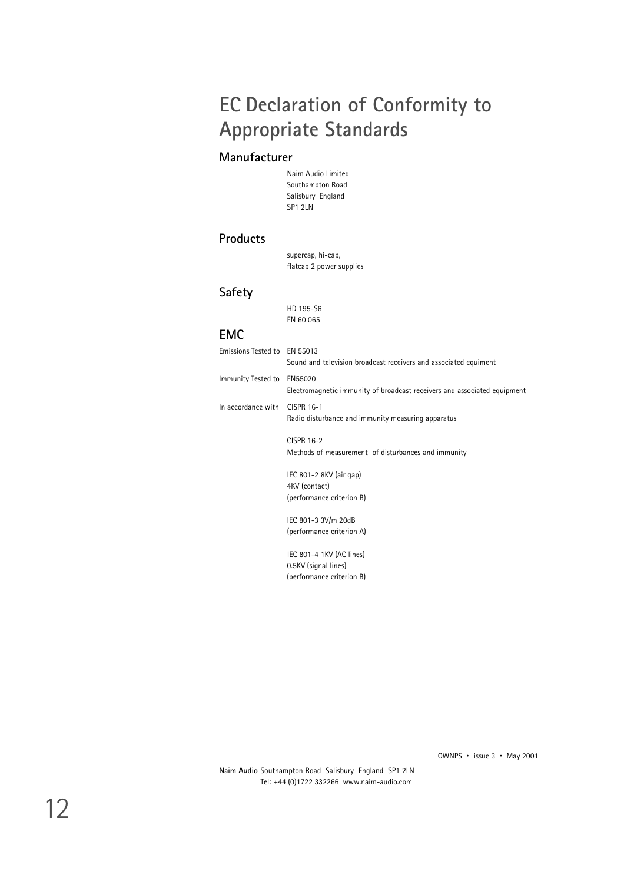# EC Declaration of Conformity to Appropriate Standards

## Manufacturer

Naim Audio Limited
Southampton Road
Salisbury England
SP1 2LN

## Products

supercap, hi-cap,
flatcap 2 power supplies

## Safety

HD 195-S6
EN 60 065

## EMC

| | |
|---|---|
| Emissions Tested to | EN 55013<br>Sound and television broadcast receivers and associated equiment |
| Immunity Tested to | EN55020<br>Electromagnetic immunity of broadcast receivers and associated equipment |
| In accordance with | CISPR 16-1<br>Radio disturbance and immunity measuring apparatus |
| | CISPR 16-2<br>Methods of measurement of disturbances and immunity |
| | IEC 801-2 8KV (air gap)<br>4KV (contact)<br>(performance criterion B) |
| | IEC 801-3 3V/m 20dB<br>(performance criterion A) |
| | IEC 801-4 1KV (AC lines)<br>0.5KV (signal lines)<br>(performance criterion B) |

OWNPS • issue 3 • May 2001

**Naim Audio** Southampton Road Salisbury England SP1 2LN
Tel: +44 (0)1722 332266 www.naim-audio.com